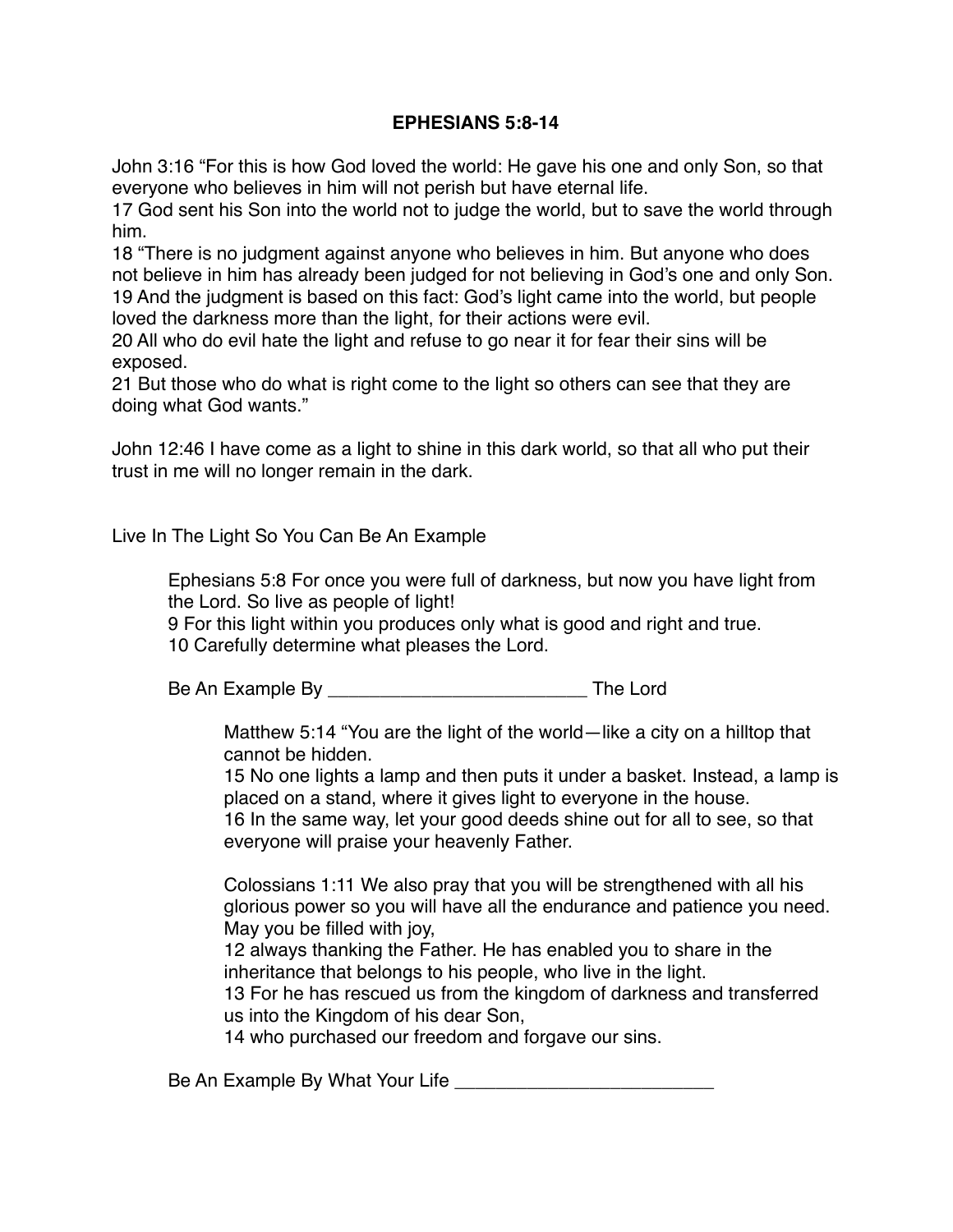# EPHESIANS 5:8-14

John 3:16 "For this is how God loved the world: He gave his one and only Son, so that everyone who believes in him will not perish but have eternal life.
17 God sent his Son into the world not to judge the world, but to save the world through him.
18 "There is no judgment against anyone who believes in him. But anyone who does not believe in him has already been judged for not believing in God's one and only Son.
19 And the judgment is based on this fact: God's light came into the world, but people loved the darkness more than the light, for their actions were evil.
20 All who do evil hate the light and refuse to go near it for fear their sins will be exposed.
21 But those who do what is right come to the light so others can see that they are doing what God wants."

John 12:46 I have come as a light to shine in this dark world, so that all who put their trust in me will no longer remain in the dark.

Live In The Light So You Can Be An Example

> Ephesians 5:8 For once you were full of darkness, but now you have light from the Lord. So live as people of light!
> 9 For this light within you produces only what is good and right and true.
> 10 Carefully determine what pleases the Lord.
>
> Be An Example By ________________________ The Lord
>
> > Matthew 5:14 "You are the light of the world—like a city on a hilltop that cannot be hidden.
> > 15 No one lights a lamp and then puts it under a basket. Instead, a lamp is placed on a stand, where it gives light to everyone in the house.
> > 16 In the same way, let your good deeds shine out for all to see, so that everyone will praise your heavenly Father.
> >
> > Colossians 1:11 We also pray that you will be strengthened with all his glorious power so you will have all the endurance and patience you need. May you be filled with joy,
> > 12 always thanking the Father. He has enabled you to share in the inheritance that belongs to his people, who live in the light.
> > 13 For he has rescued us from the kingdom of darkness and transferred us into the Kingdom of his dear Son,
> > 14 who purchased our freedom and forgave our sins.
>
> Be An Example By What Your Life ________________________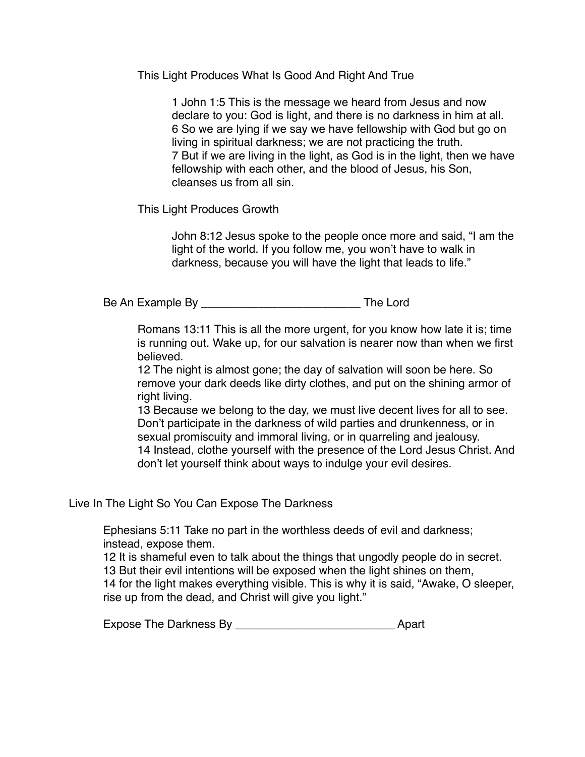### This Light Produces What Is Good And Right And True

> 1 John 1:5 This is the message we heard from Jesus and now declare to you: God is light, and there is no darkness in him at all.
> 6 So we are lying if we say we have fellowship with God but go on living in spiritual darkness; we are not practicing the truth.
> 7 But if we are living in the light, as God is in the light, then we have fellowship with each other, and the blood of Jesus, his Son, cleanses us from all sin.

### This Light Produces Growth

> John 8:12 Jesus spoke to the people once more and said, "I am the light of the world. If you follow me, you won't have to walk in darkness, because you will have the light that leads to life."

## Be An Example By ________________________ The Lord

> Romans 13:11 This is all the more urgent, for you know how late it is; time is running out. Wake up, for our salvation is nearer now than when we first believed.
> 12 The night is almost gone; the day of salvation will soon be here. So remove your dark deeds like dirty clothes, and put on the shining armor of right living.
> 13 Because we belong to the day, we must live decent lives for all to see. Don't participate in the darkness of wild parties and drunkenness, or in sexual promiscuity and immoral living, or in quarreling and jealousy.
> 14 Instead, clothe yourself with the presence of the Lord Jesus Christ. And don't let yourself think about ways to indulge your evil desires.

# Live In The Light So You Can Expose The Darkness

> Ephesians 5:11 Take no part in the worthless deeds of evil and darkness; instead, expose them.
> 12 It is shameful even to talk about the things that ungodly people do in secret.
> 13 But their evil intentions will be exposed when the light shines on them,
> 14 for the light makes everything visible. This is why it is said, "Awake, O sleeper, rise up from the dead, and Christ will give you light."

## Expose The Darkness By ________________________ Apart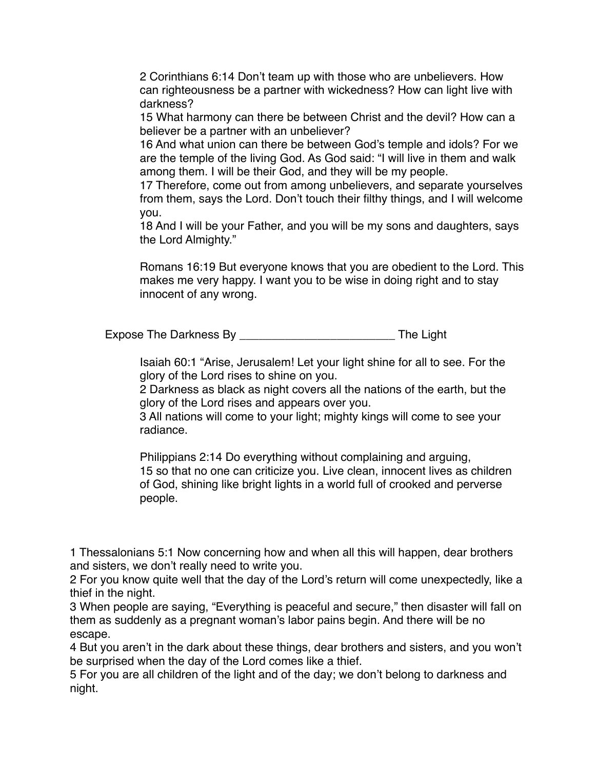2 Corinthians 6:14 Don't team up with those who are unbelievers. How can righteousness be a partner with wickedness? How can light live with darkness?
15 What harmony can there be between Christ and the devil? How can a believer be a partner with an unbeliever?
16 And what union can there be between God's temple and idols? For we are the temple of the living God. As God said: "I will live in them and walk among them. I will be their God, and they will be my people.
17 Therefore, come out from among unbelievers, and separate yourselves from them, says the Lord. Don't touch their filthy things, and I will welcome you.
18 And I will be your Father, and you will be my sons and daughters, says the Lord Almighty."

Romans 16:19 But everyone knows that you are obedient to the Lord. This makes me very happy. I want you to be wise in doing right and to stay innocent of any wrong.

Expose The Darkness By ________________________ The Light

Isaiah 60:1 "Arise, Jerusalem! Let your light shine for all to see. For the glory of the Lord rises to shine on you.
2 Darkness as black as night covers all the nations of the earth, but the glory of the Lord rises and appears over you.
3 All nations will come to your light; mighty kings will come to see your radiance.

Philippians 2:14 Do everything without complaining and arguing,
15 so that no one can criticize you. Live clean, innocent lives as children of God, shining like bright lights in a world full of crooked and perverse people.

1 Thessalonians 5:1 Now concerning how and when all this will happen, dear brothers and sisters, we don't really need to write you.
2 For you know quite well that the day of the Lord's return will come unexpectedly, like a thief in the night.
3 When people are saying, "Everything is peaceful and secure," then disaster will fall on them as suddenly as a pregnant woman's labor pains begin. And there will be no escape.
4 But you aren't in the dark about these things, dear brothers and sisters, and you won't be surprised when the day of the Lord comes like a thief.
5 For you are all children of the light and of the day; we don't belong to darkness and night.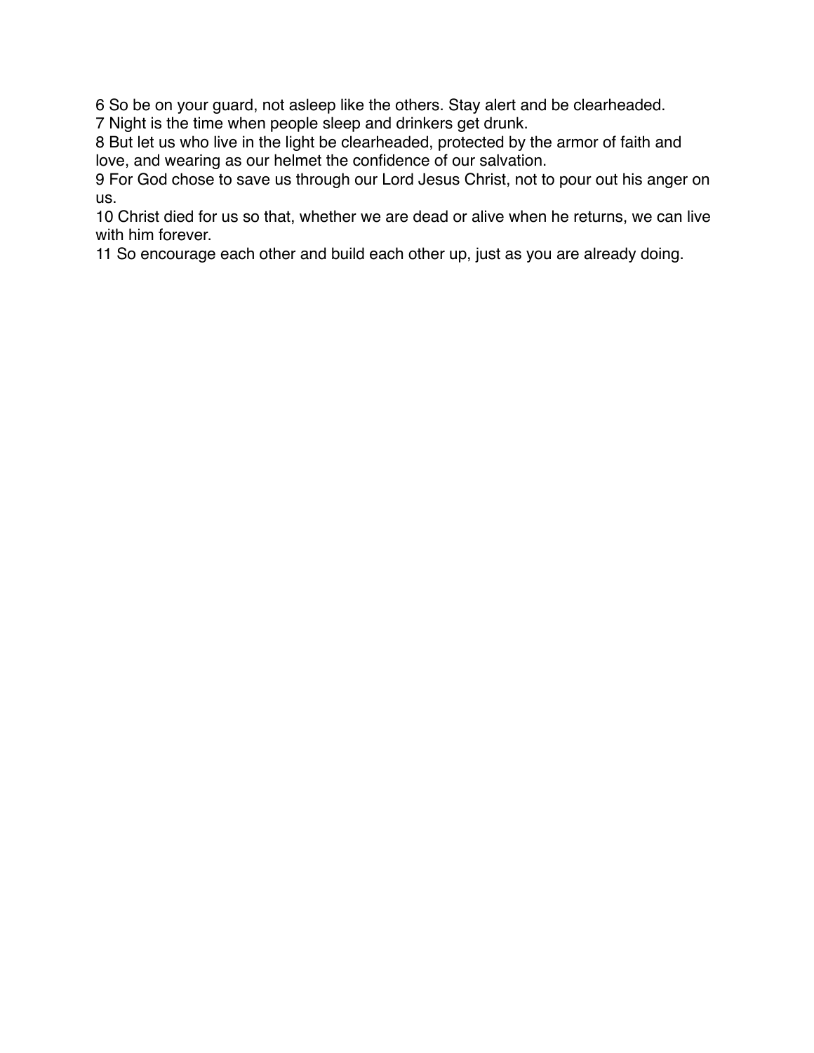6 So be on your guard, not asleep like the others. Stay alert and be clearheaded.
7 Night is the time when people sleep and drinkers get drunk.
8 But let us who live in the light be clearheaded, protected by the armor of faith and love, and wearing as our helmet the confidence of our salvation.
9 For God chose to save us through our Lord Jesus Christ, not to pour out his anger on us.
10 Christ died for us so that, whether we are dead or alive when he returns, we can live with him forever.
11 So encourage each other and build each other up, just as you are already doing.